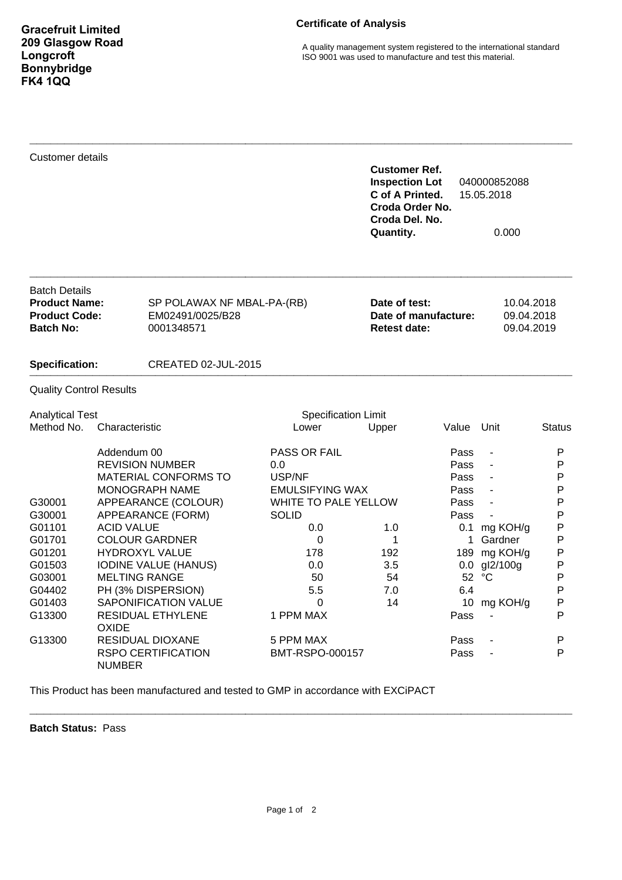**Gracefruit Limited**
**209 Glasgow Road**
**Longcroft**
**Bonnybridge**
**FK4 1QQ**

## Certificate of Analysis

A quality management system registered to the international standard ISO 9001 was used to manufacture and test this material.

---

Customer details

| | |
|---|---|
| **Customer Ref.** | |
| **Inspection Lot** | 040000852088 |
| **C of A Printed.** | 15.05.2018 |
| **Croda Order No.** | |
| **Croda Del. No.** | |
| **Quantity.** | 0.000 |

---

Batch Details

| | | | |
|---|---|---|---|
| **Product Name:** | SP POLAWAX NF MBAL-PA-(RB) | **Date of test:** | 10.04.2018 |
| **Product Code:** | EM02491/0025/B28 | **Date of manufacture:** | 09.04.2018 |
| **Batch No:** | 0001348571 | **Retest date:** | 09.04.2019 |

**Specification:** CREATED 02-JUL-2015

---

Quality Control Results

| Analytical Test Method No. | Characteristic | Specification Limit Lower | Specification Limit Upper | Value | Unit | Status |
|---|---|---|---|---|---|---|
| | Addendum 00 | PASS OR FAIL | | Pass | - | P |
| | REVISION NUMBER | 0.0 | | Pass | - | P |
| | MATERIAL CONFORMS TO | USP/NF | | Pass | - | P |
| | MONOGRAPH NAME | EMULSIFYING WAX | | Pass | - | P |
| G30001 | APPEARANCE (COLOUR) | WHITE TO PALE YELLOW | | Pass | - | P |
| G30001 | APPEARANCE (FORM) | SOLID | | Pass | - | P |
| G01101 | ACID VALUE | 0.0 | 1.0 | 0.1 | mg KOH/g | P |
| G01701 | COLOUR GARDNER | 0 | 1 | 1 | Gardner | P |
| G01201 | HYDROXYL VALUE | 178 | 192 | 189 | mg KOH/g | P |
| G01503 | IODINE VALUE (HANUS) | 0.0 | 3.5 | 0.0 | gI2/100g | P |
| G03001 | MELTING RANGE | 50 | 54 | 52 | °C | P |
| G04402 | PH (3% DISPERSION) | 5.5 | 7.0 | 6.4 | | P |
| G01403 | SAPONIFICATION VALUE | 0 | 14 | 10 | mg KOH/g | P |
| G13300 | RESIDUAL ETHYLENE OXIDE | 1 PPM MAX | | Pass | - | P |
| G13300 | RESIDUAL DIOXANE | 5 PPM MAX | | Pass | - | P |
| | RSPO CERTIFICATION NUMBER | BMT-RSPO-000157 | | Pass | - | P |

This Product has been manufactured and tested to GMP in accordance with EXCiPACT

---

**Batch Status:** Pass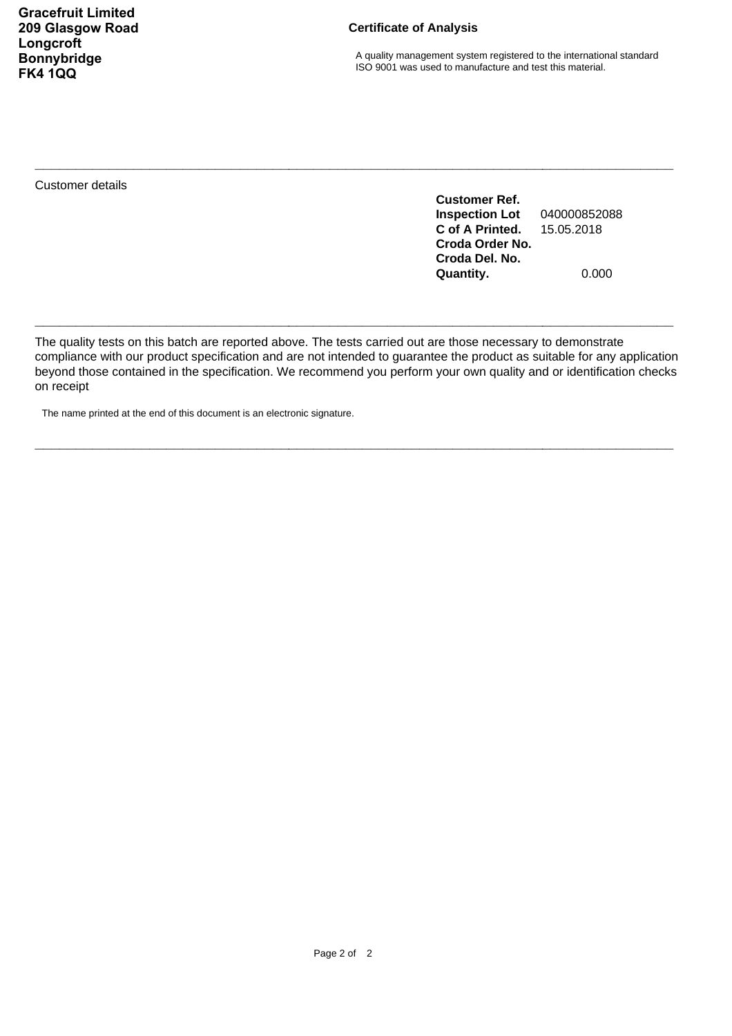**Gracefruit Limited**
**209 Glasgow Road**
**Longcroft**
**Bonnybridge**
**FK4 1QQ**

**Certificate of Analysis**

A quality management system registered to the international standard ISO 9001 was used to manufacture and test this material.

---

Customer details

| | |
|---|---|
| **Customer Ref.** | |
| **Inspection Lot** | 040000852088 |
| **C of A Printed.** | 15.05.2018 |
| **Croda Order No.** | |
| **Croda Del. No.** | |
| **Quantity.** | 0.000 |

---

The quality tests on this batch are reported above. The tests carried out are those necessary to demonstrate compliance with our product specification and are not intended to guarantee the product as suitable for any application beyond those contained in the specification. We recommend you perform your own quality and or identification checks on receipt

The name printed at the end of this document is an electronic signature.

---